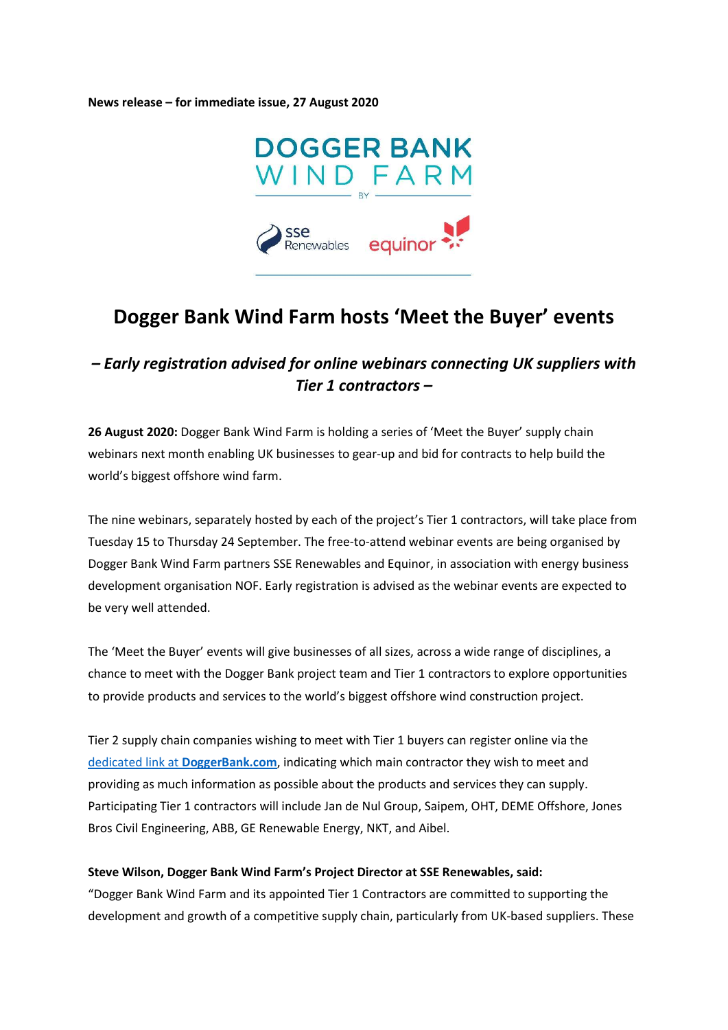**News release – for immediate issue, 27 August 2020**

# Dogger Bank Wind Farm hosts 'Meet the Buyer' events

## *– Early registration advised for online webinars connecting UK suppliers with Tier 1 contractors –*

**26 August 2020:** Dogger Bank Wind Farm is holding a series of 'Meet the Buyer' supply chain webinars next month enabling UK businesses to gear-up and bid for contracts to help build the world's biggest offshore wind farm.

The nine webinars, separately hosted by each of the project's Tier 1 contractors, will take place from Tuesday 15 to Thursday 24 September. The free-to-attend webinar events are being organised by Dogger Bank Wind Farm partners SSE Renewables and Equinor, in association with energy business development organisation NOF. Early registration is advised as the webinar events are expected to be very well attended.

The 'Meet the Buyer' events will give businesses of all sizes, across a wide range of disciplines, a chance to meet with the Dogger Bank project team and Tier 1 contractors to explore opportunities to provide products and services to the world's biggest offshore wind construction project.

Tier 2 supply chain companies wishing to meet with Tier 1 buyers can register online via the dedicated link at **DoggerBank.com**, indicating which main contractor they wish to meet and providing as much information as possible about the products and services they can supply. Participating Tier 1 contractors will include Jan de Nul Group, Saipem, OHT, DEME Offshore, Jones Bros Civil Engineering, ABB, GE Renewable Energy, NKT, and Aibel.

**Steve Wilson, Dogger Bank Wind Farm's Project Director at SSE Renewables, said:**

"Dogger Bank Wind Farm and its appointed Tier 1 Contractors are committed to supporting the development and growth of a competitive supply chain, particularly from UK-based suppliers. These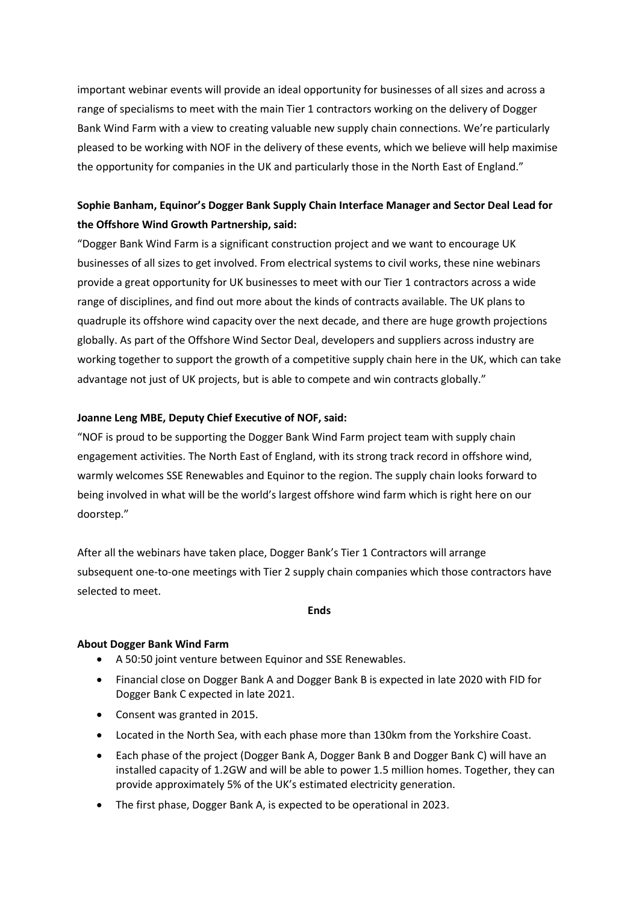important webinar events will provide an ideal opportunity for businesses of all sizes and across a range of specialisms to meet with the main Tier 1 contractors working on the delivery of Dogger Bank Wind Farm with a view to creating valuable new supply chain connections. We're particularly pleased to be working with NOF in the delivery of these events, which we believe will help maximise the opportunity for companies in the UK and particularly those in the North East of England."

**Sophie Banham, Equinor's Dogger Bank Supply Chain Interface Manager and Sector Deal Lead for the Offshore Wind Growth Partnership, said:**

"Dogger Bank Wind Farm is a significant construction project and we want to encourage UK businesses of all sizes to get involved. From electrical systems to civil works, these nine webinars provide a great opportunity for UK businesses to meet with our Tier 1 contractors across a wide range of disciplines, and find out more about the kinds of contracts available. The UK plans to quadruple its offshore wind capacity over the next decade, and there are huge growth projections globally. As part of the Offshore Wind Sector Deal, developers and suppliers across industry are working together to support the growth of a competitive supply chain here in the UK, which can take advantage not just of UK projects, but is able to compete and win contracts globally."

**Joanne Leng MBE, Deputy Chief Executive of NOF, said:**

"NOF is proud to be supporting the Dogger Bank Wind Farm project team with supply chain engagement activities. The North East of England, with its strong track record in offshore wind, warmly welcomes SSE Renewables and Equinor to the region. The supply chain looks forward to being involved in what will be the world's largest offshore wind farm which is right here on our doorstep."

After all the webinars have taken place, Dogger Bank's Tier 1 Contractors will arrange subsequent one-to-one meetings with Tier 2 supply chain companies which those contractors have selected to meet.

**Ends**

**About Dogger Bank Wind Farm**

- A 50:50 joint venture between Equinor and SSE Renewables.
- Financial close on Dogger Bank A and Dogger Bank B is expected in late 2020 with FID for Dogger Bank C expected in late 2021.
- Consent was granted in 2015.
- Located in the North Sea, with each phase more than 130km from the Yorkshire Coast.
- Each phase of the project (Dogger Bank A, Dogger Bank B and Dogger Bank C) will have an installed capacity of 1.2GW and will be able to power 1.5 million homes. Together, they can provide approximately 5% of the UK's estimated electricity generation.
- The first phase, Dogger Bank A, is expected to be operational in 2023.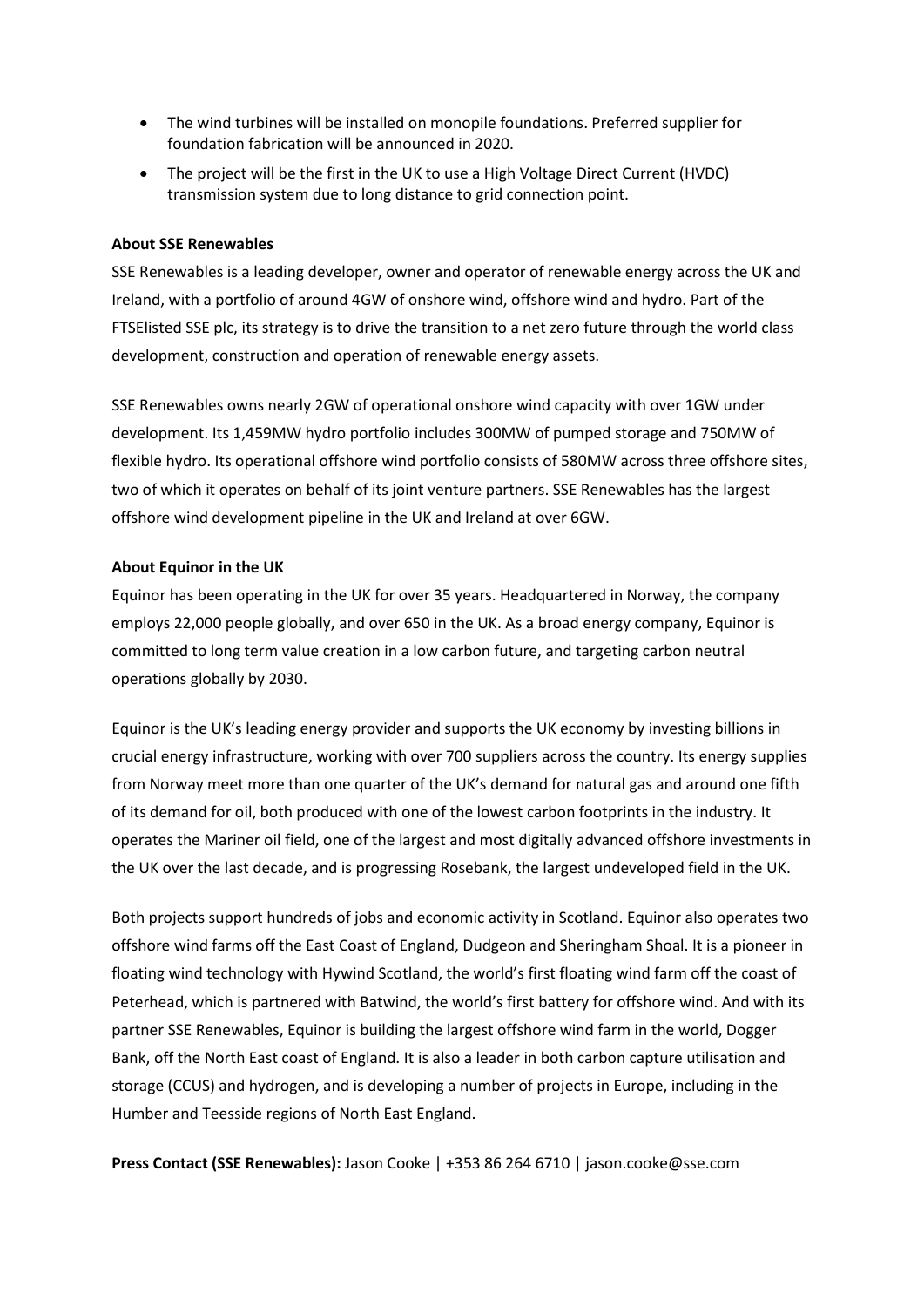- The wind turbines will be installed on monopile foundations. Preferred supplier for foundation fabrication will be announced in 2020.
- The project will be the first in the UK to use a High Voltage Direct Current (HVDC) transmission system due to long distance to grid connection point.

**About SSE Renewables**

SSE Renewables is a leading developer, owner and operator of renewable energy across the UK and Ireland, with a portfolio of around 4GW of onshore wind, offshore wind and hydro. Part of the FTSElisted SSE plc, its strategy is to drive the transition to a net zero future through the world class development, construction and operation of renewable energy assets.

SSE Renewables owns nearly 2GW of operational onshore wind capacity with over 1GW under development. Its 1,459MW hydro portfolio includes 300MW of pumped storage and 750MW of flexible hydro. Its operational offshore wind portfolio consists of 580MW across three offshore sites, two of which it operates on behalf of its joint venture partners. SSE Renewables has the largest offshore wind development pipeline in the UK and Ireland at over 6GW.

**About Equinor in the UK**

Equinor has been operating in the UK for over 35 years. Headquartered in Norway, the company employs 22,000 people globally, and over 650 in the UK. As a broad energy company, Equinor is committed to long term value creation in a low carbon future, and targeting carbon neutral operations globally by 2030.

Equinor is the UK's leading energy provider and supports the UK economy by investing billions in crucial energy infrastructure, working with over 700 suppliers across the country. Its energy supplies from Norway meet more than one quarter of the UK's demand for natural gas and around one fifth of its demand for oil, both produced with one of the lowest carbon footprints in the industry. It operates the Mariner oil field, one of the largest and most digitally advanced offshore investments in the UK over the last decade, and is progressing Rosebank, the largest undeveloped field in the UK.

Both projects support hundreds of jobs and economic activity in Scotland. Equinor also operates two offshore wind farms off the East Coast of England, Dudgeon and Sheringham Shoal. It is a pioneer in floating wind technology with Hywind Scotland, the world's first floating wind farm off the coast of Peterhead, which is partnered with Batwind, the world's first battery for offshore wind. And with its partner SSE Renewables, Equinor is building the largest offshore wind farm in the world, Dogger Bank, off the North East coast of England. It is also a leader in both carbon capture utilisation and storage (CCUS) and hydrogen, and is developing a number of projects in Europe, including in the Humber and Teesside regions of North East England.

**Press Contact (SSE Renewables):** Jason Cooke | +353 86 264 6710 | jason.cooke@sse.com